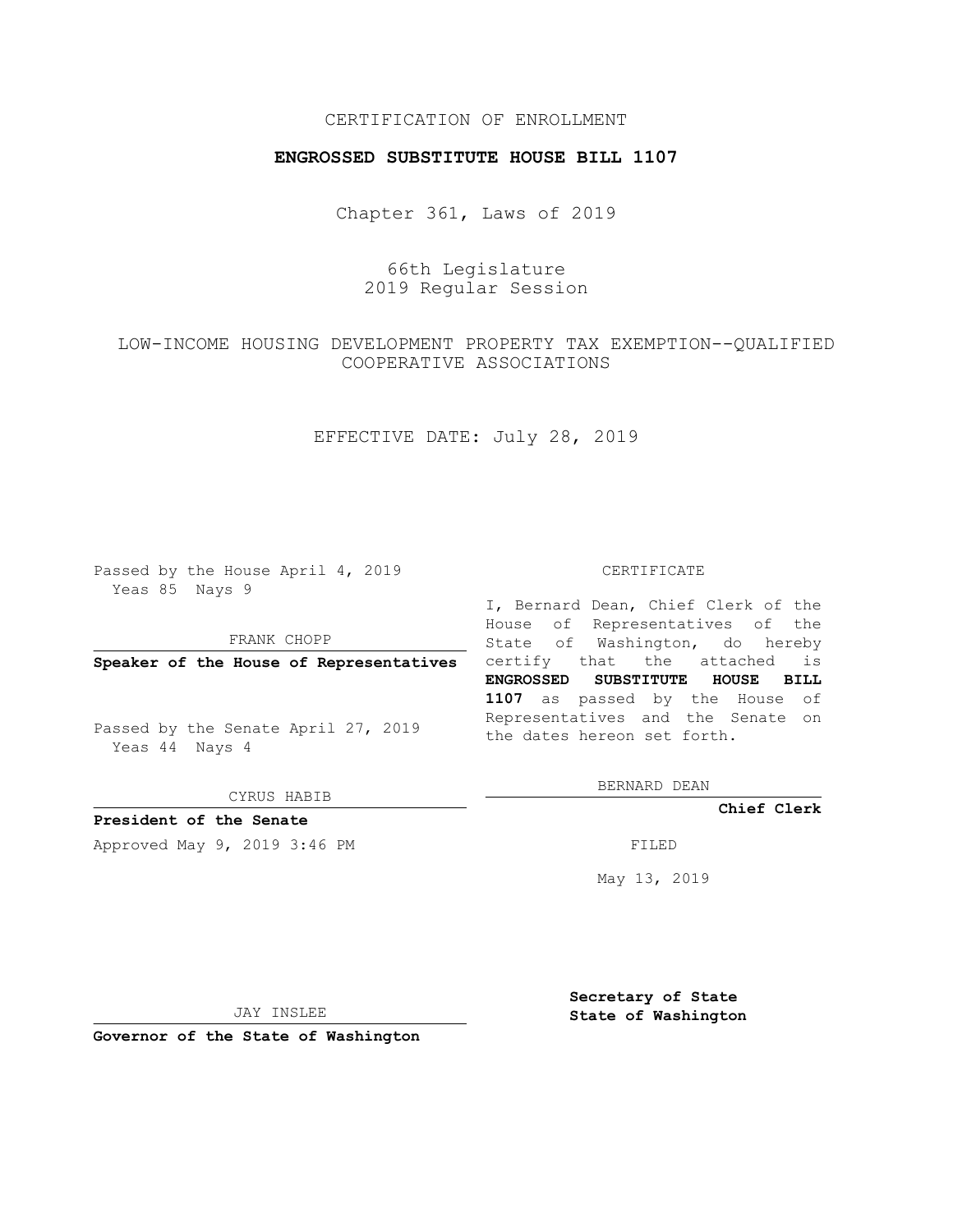CERTIFICATION OF ENROLLMENT

**ENGROSSED SUBSTITUTE HOUSE BILL 1107**

Chapter 361, Laws of 2019

66th Legislature
2019 Regular Session

LOW-INCOME HOUSING DEVELOPMENT PROPERTY TAX EXEMPTION--QUALIFIED COOPERATIVE ASSOCIATIONS

EFFECTIVE DATE: July 28, 2019

Passed by the House April 4, 2019
Yeas 85 Nays 9

FRANK CHOPP

**Speaker of the House of Representatives**

Passed by the Senate April 27, 2019
Yeas 44 Nays 4

CYRUS HABIB

**President of the Senate**

Approved May 9, 2019 3:46 PM

JAY INSLEE

**Governor of the State of Washington**

CERTIFICATE

I, Bernard Dean, Chief Clerk of the House of Representatives of the State of Washington, do hereby certify that the attached is **ENGROSSED SUBSTITUTE HOUSE BILL 1107** as passed by the House of Representatives and the Senate on the dates hereon set forth.

BERNARD DEAN

**Chief Clerk**

FILED

May 13, 2019

**Secretary of State**
**State of Washington**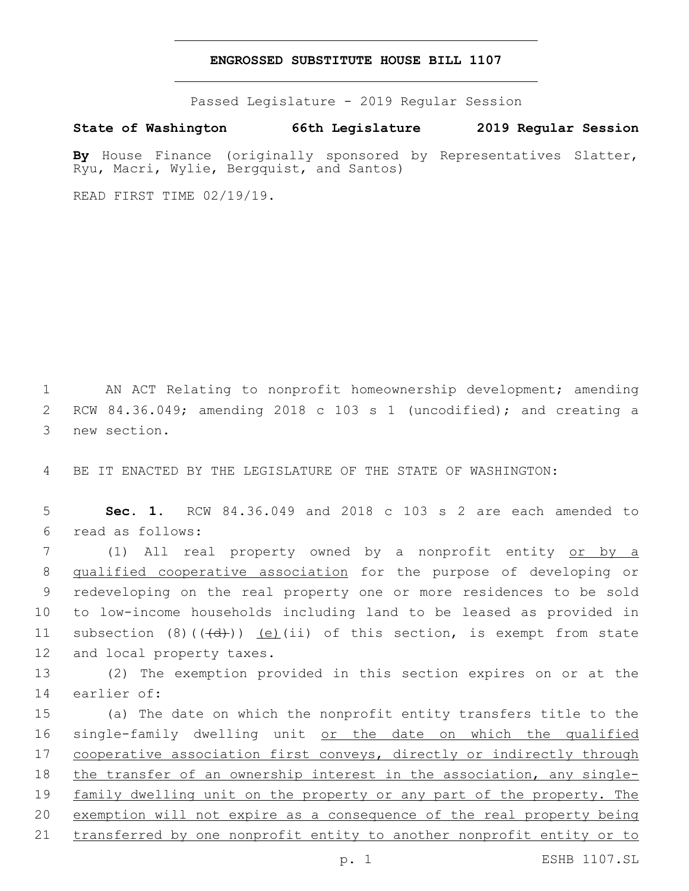# ENGROSSED SUBSTITUTE HOUSE BILL 1107

Passed Legislature - 2019 Regular Session

**State of Washington 66th Legislature 2019 Regular Session**

**By** House Finance (originally sponsored by Representatives Slatter, Ryu, Macri, Wylie, Bergquist, and Santos)

READ FIRST TIME 02/19/19.

1 AN ACT Relating to nonprofit homeownership development; amending 2 RCW 84.36.049; amending 2018 c 103 s 1 (uncodified); and creating a 3 new section.

4 BE IT ENACTED BY THE LEGISLATURE OF THE STATE OF WASHINGTON:

5 **Sec. 1.** RCW 84.36.049 and 2018 c 103 s 2 are each amended to 6 read as follows:

7 (1) All real property owned by a nonprofit entity <u>or by a</u> 8 <u>qualified cooperative association</u> for the purpose of developing or 9 redeveloping on the real property one or more residences to be sold 10 to low-income households including land to be leased as provided in 11 subsection (8)((~~(d)~~)) <u>(e)</u>(ii) of this section, is exempt from state 12 and local property taxes.

13 (2) The exemption provided in this section expires on or at the 14 earlier of:

15 (a) The date on which the nonprofit entity transfers title to the 16 single-family dwelling unit <u>or the date on which the qualified</u> 17 <u>cooperative association first conveys, directly or indirectly through</u> 18 <u>the transfer of an ownership interest in the association, any single-</u> 19 <u>family dwelling unit on the property or any part of the property. The</u> 20 <u>exemption will not expire as a consequence of the real property being</u> 21 <u>transferred by one nonprofit entity to another nonprofit entity or to</u>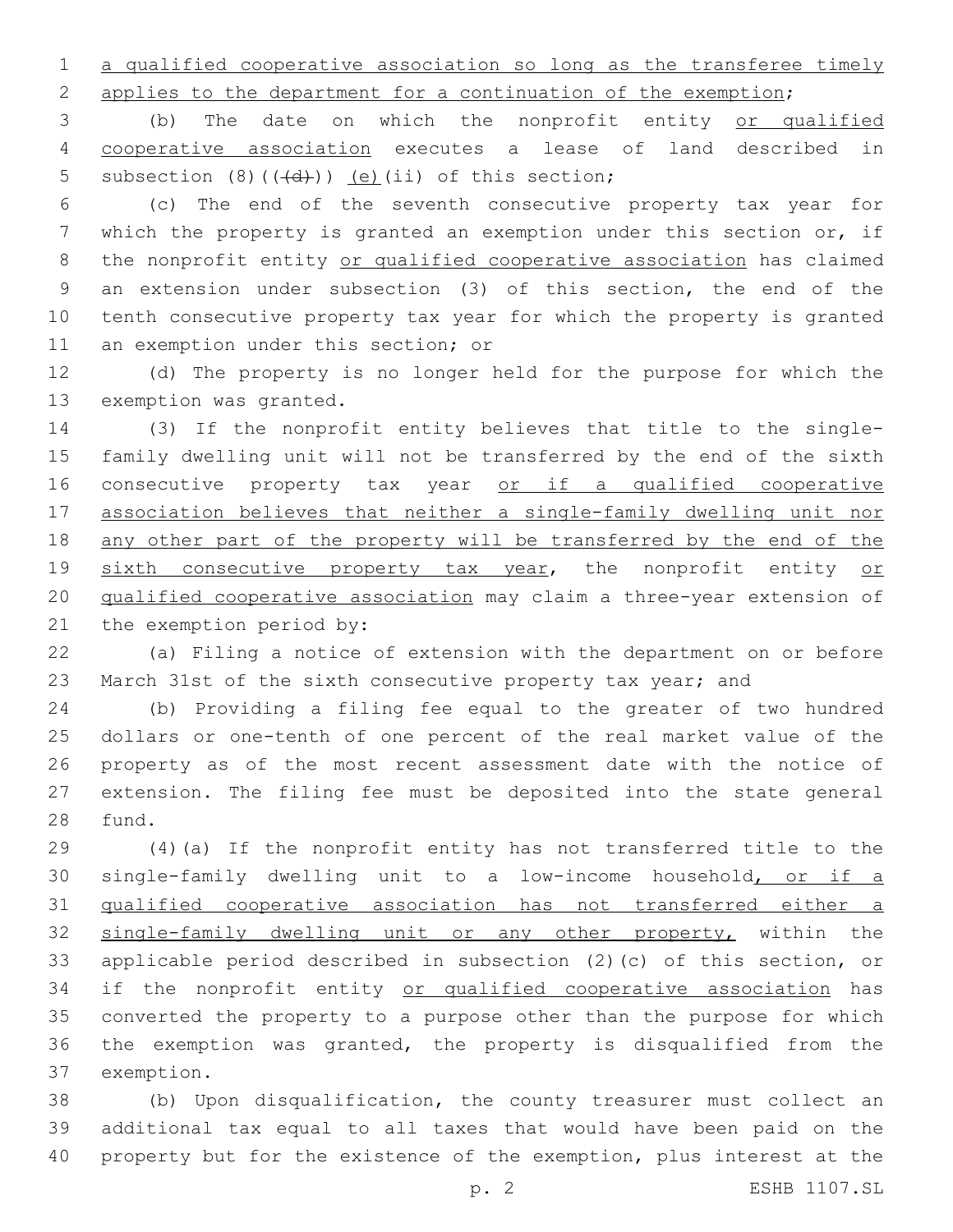a qualified cooperative association so long as the transferee timely applies to the department for a continuation of the exemption;

(b) The date on which the nonprofit entity or qualified cooperative association executes a lease of land described in subsection (8)(((d))) (e)(ii) of this section;

(c) The end of the seventh consecutive property tax year for which the property is granted an exemption under this section or, if the nonprofit entity or qualified cooperative association has claimed an extension under subsection (3) of this section, the end of the tenth consecutive property tax year for which the property is granted an exemption under this section; or

(d) The property is no longer held for the purpose for which the exemption was granted.

(3) If the nonprofit entity believes that title to the single-family dwelling unit will not be transferred by the end of the sixth consecutive property tax year or if a qualified cooperative association believes that neither a single-family dwelling unit nor any other part of the property will be transferred by the end of the sixth consecutive property tax year, the nonprofit entity or qualified cooperative association may claim a three-year extension of the exemption period by:

(a) Filing a notice of extension with the department on or before March 31st of the sixth consecutive property tax year; and

(b) Providing a filing fee equal to the greater of two hundred dollars or one-tenth of one percent of the real market value of the property as of the most recent assessment date with the notice of extension. The filing fee must be deposited into the state general fund.

(4)(a) If the nonprofit entity has not transferred title to the single-family dwelling unit to a low-income household, or if a qualified cooperative association has not transferred either a single-family dwelling unit or any other property, within the applicable period described in subsection (2)(c) of this section, or if the nonprofit entity or qualified cooperative association has converted the property to a purpose other than the purpose for which the exemption was granted, the property is disqualified from the exemption.

(b) Upon disqualification, the county treasurer must collect an additional tax equal to all taxes that would have been paid on the property but for the existence of the exemption, plus interest at the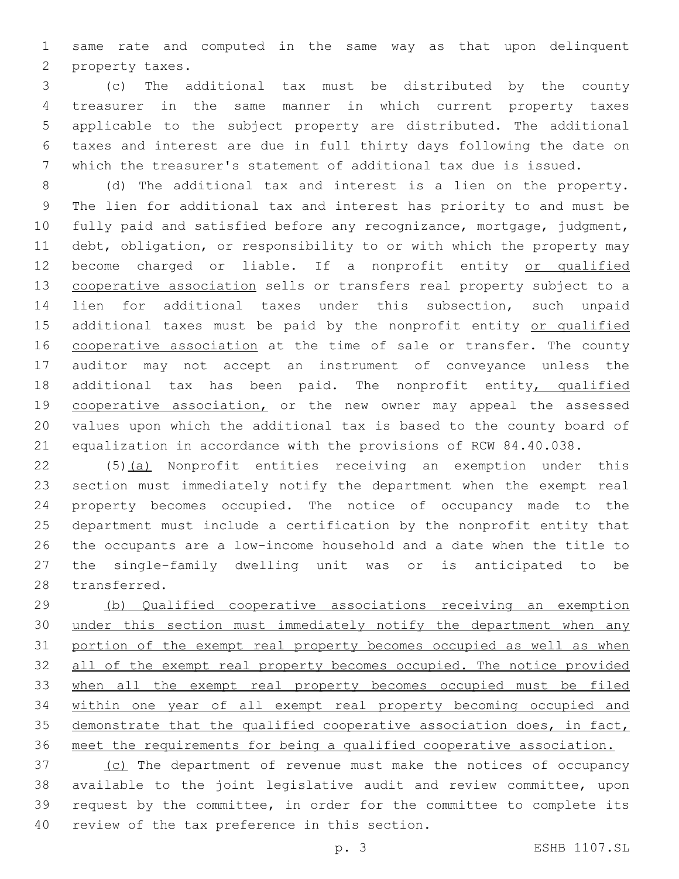same rate and computed in the same way as that upon delinquent property taxes.

(c) The additional tax must be distributed by the county treasurer in the same manner in which current property taxes applicable to the subject property are distributed. The additional taxes and interest are due in full thirty days following the date on which the treasurer's statement of additional tax due is issued.

(d) The additional tax and interest is a lien on the property. The lien for additional tax and interest has priority to and must be fully paid and satisfied before any recognizance, mortgage, judgment, debt, obligation, or responsibility to or with which the property may become charged or liable. If a nonprofit entity or qualified cooperative association sells or transfers real property subject to a lien for additional taxes under this subsection, such unpaid additional taxes must be paid by the nonprofit entity or qualified cooperative association at the time of sale or transfer. The county auditor may not accept an instrument of conveyance unless the additional tax has been paid. The nonprofit entity, qualified cooperative association, or the new owner may appeal the assessed values upon which the additional tax is based to the county board of equalization in accordance with the provisions of RCW 84.40.038.

(5)(a) Nonprofit entities receiving an exemption under this section must immediately notify the department when the exempt real property becomes occupied. The notice of occupancy made to the department must include a certification by the nonprofit entity that the occupants are a low-income household and a date when the title to the single-family dwelling unit was or is anticipated to be transferred.

(b) Qualified cooperative associations receiving an exemption under this section must immediately notify the department when any portion of the exempt real property becomes occupied as well as when all of the exempt real property becomes occupied. The notice provided when all the exempt real property becomes occupied must be filed within one year of all exempt real property becoming occupied and demonstrate that the qualified cooperative association does, in fact, meet the requirements for being a qualified cooperative association.

(c) The department of revenue must make the notices of occupancy available to the joint legislative audit and review committee, upon request by the committee, in order for the committee to complete its review of the tax preference in this section.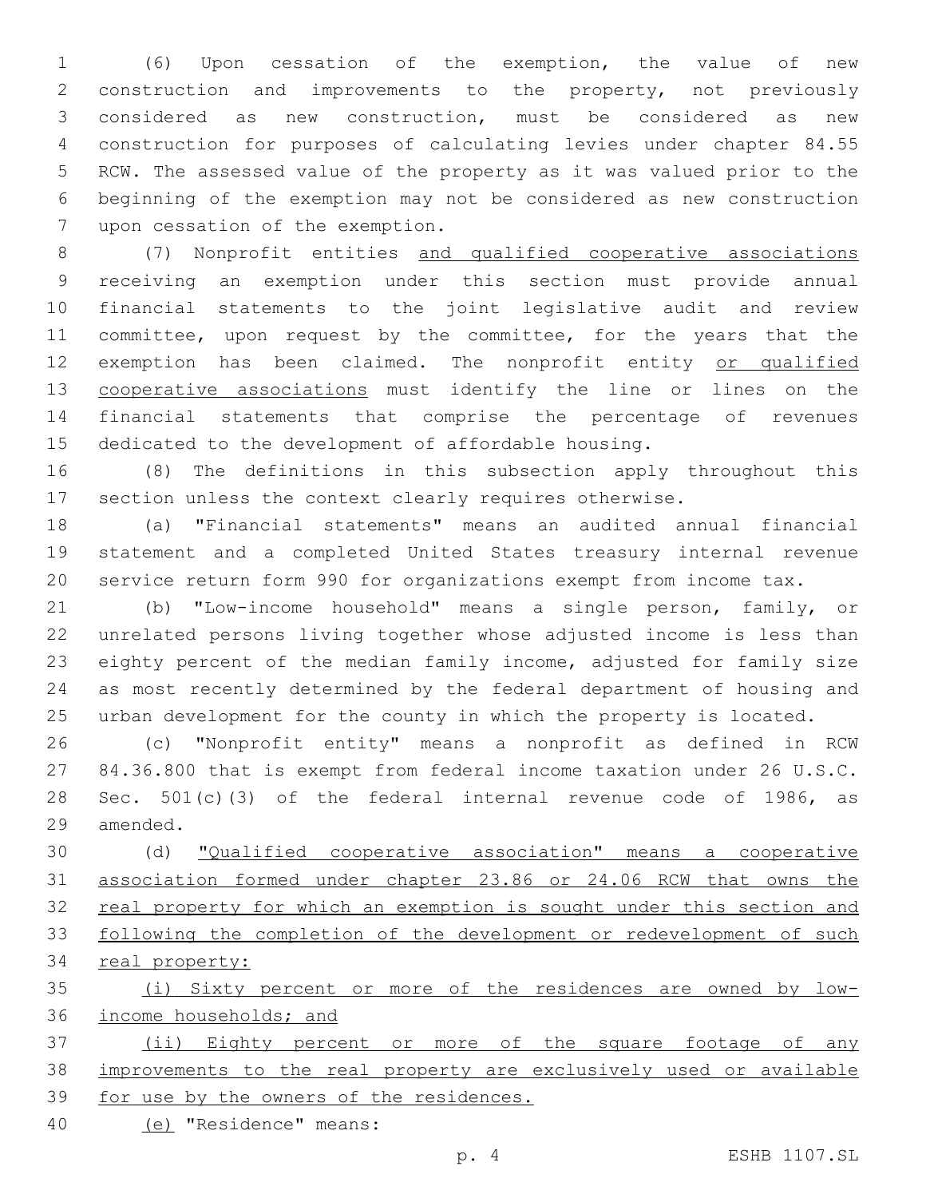(6) Upon cessation of the exemption, the value of new construction and improvements to the property, not previously considered as new construction, must be considered as new construction for purposes of calculating levies under chapter 84.55 RCW. The assessed value of the property as it was valued prior to the beginning of the exemption may not be considered as new construction upon cessation of the exemption.

(7) Nonprofit entities <u>and qualified cooperative associations</u> receiving an exemption under this section must provide annual financial statements to the joint legislative audit and review committee, upon request by the committee, for the years that the exemption has been claimed. The nonprofit entity <u>or qualified cooperative associations</u> must identify the line or lines on the financial statements that comprise the percentage of revenues dedicated to the development of affordable housing.

(8) The definitions in this subsection apply throughout this section unless the context clearly requires otherwise.

(a) "Financial statements" means an audited annual financial statement and a completed United States treasury internal revenue service return form 990 for organizations exempt from income tax.

(b) "Low-income household" means a single person, family, or unrelated persons living together whose adjusted income is less than eighty percent of the median family income, adjusted for family size as most recently determined by the federal department of housing and urban development for the county in which the property is located.

(c) "Nonprofit entity" means a nonprofit as defined in RCW 84.36.800 that is exempt from federal income taxation under 26 U.S.C. Sec. 501(c)(3) of the federal internal revenue code of 1986, as amended.

(d) <u>"Qualified cooperative association" means a cooperative association formed under chapter 23.86 or 24.06 RCW that owns the real property for which an exemption is sought under this section and following the completion of the development or redevelopment of such real property:</u>

<u>(i) Sixty percent or more of the residences are owned by low-income households; and</u>

<u>(ii) Eighty percent or more of the square footage of any improvements to the real property are exclusively used or available for use by the owners of the residences.</u>

<u>(e)</u> "Residence" means: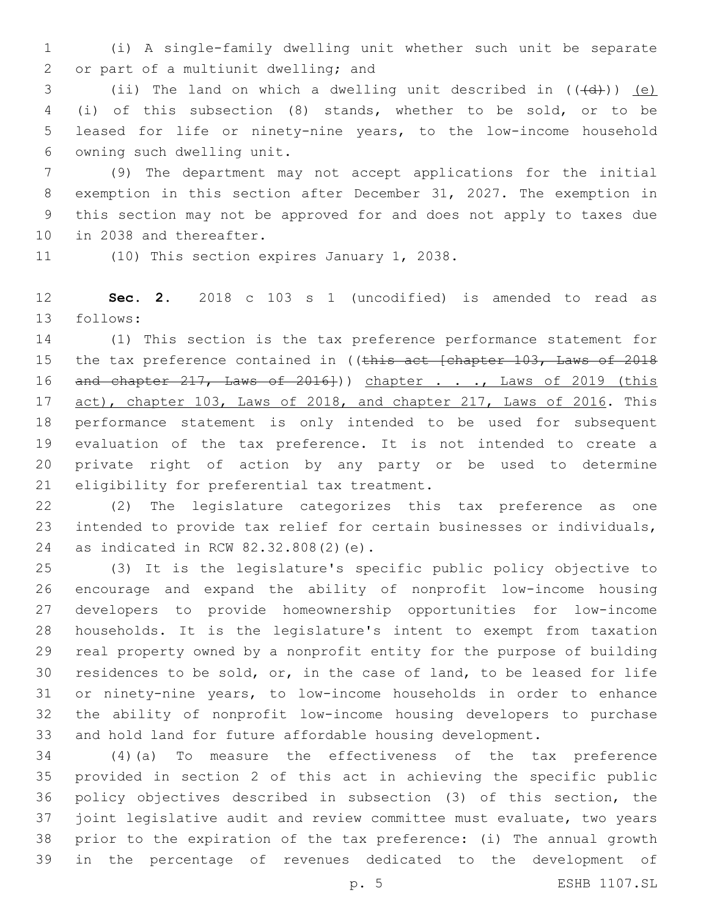(i) A single-family dwelling unit whether such unit be separate or part of a multiunit dwelling; and

(ii) The land on which a dwelling unit described in ((~~(d)~~)) (e)(i) of this subsection (8) stands, whether to be sold, or to be leased for life or ninety-nine years, to the low-income household owning such dwelling unit.

(9) The department may not accept applications for the initial exemption in this section after December 31, 2027. The exemption in this section may not be approved for and does not apply to taxes due in 2038 and thereafter.

(10) This section expires January 1, 2038.

**Sec. 2.** 2018 c 103 s 1 (uncodified) is amended to read as follows:

(1) This section is the tax preference performance statement for the tax preference contained in ((~~this act [chapter 103, Laws of 2018 and chapter 217, Laws of 2016]~~)) chapter . . ., Laws of 2019 (this act), chapter 103, Laws of 2018, and chapter 217, Laws of 2016. This performance statement is only intended to be used for subsequent evaluation of the tax preference. It is not intended to create a private right of action by any party or be used to determine eligibility for preferential tax treatment.

(2) The legislature categorizes this tax preference as one intended to provide tax relief for certain businesses or individuals, as indicated in RCW 82.32.808(2)(e).

(3) It is the legislature's specific public policy objective to encourage and expand the ability of nonprofit low-income housing developers to provide homeownership opportunities for low-income households. It is the legislature's intent to exempt from taxation real property owned by a nonprofit entity for the purpose of building residences to be sold, or, in the case of land, to be leased for life or ninety-nine years, to low-income households in order to enhance the ability of nonprofit low-income housing developers to purchase and hold land for future affordable housing development.

(4)(a) To measure the effectiveness of the tax preference provided in section 2 of this act in achieving the specific public policy objectives described in subsection (3) of this section, the joint legislative audit and review committee must evaluate, two years prior to the expiration of the tax preference: (i) The annual growth in the percentage of revenues dedicated to the development of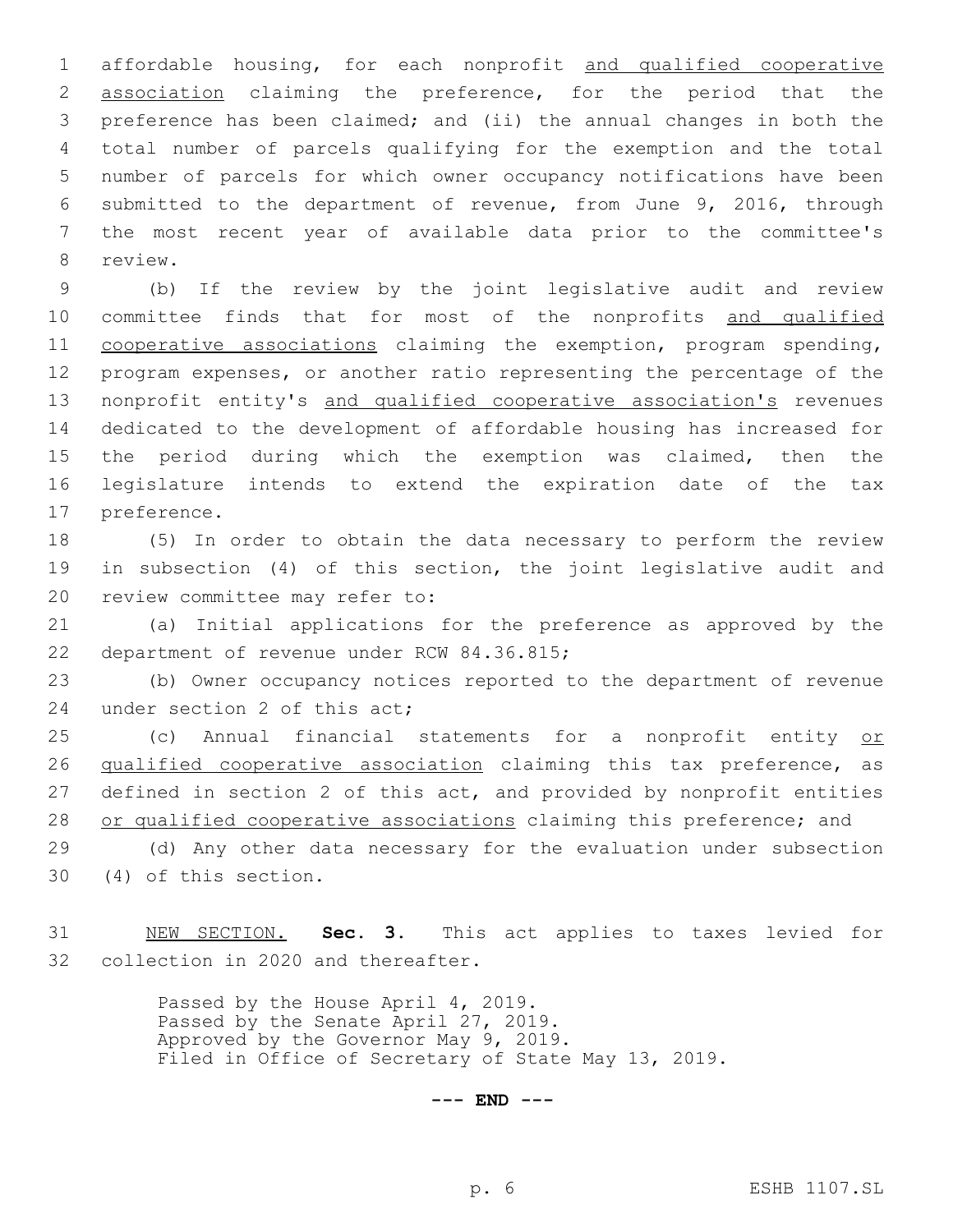affordable housing, for each nonprofit and qualified cooperative association claiming the preference, for the period that the preference has been claimed; and (ii) the annual changes in both the total number of parcels qualifying for the exemption and the total number of parcels for which owner occupancy notifications have been submitted to the department of revenue, from June 9, 2016, through the most recent year of available data prior to the committee's review.

(b) If the review by the joint legislative audit and review committee finds that for most of the nonprofits and qualified cooperative associations claiming the exemption, program spending, program expenses, or another ratio representing the percentage of the nonprofit entity's and qualified cooperative association's revenues dedicated to the development of affordable housing has increased for the period during which the exemption was claimed, then the legislature intends to extend the expiration date of the tax preference.

(5) In order to obtain the data necessary to perform the review in subsection (4) of this section, the joint legislative audit and review committee may refer to:

(a) Initial applications for the preference as approved by the department of revenue under RCW 84.36.815;

(b) Owner occupancy notices reported to the department of revenue under section 2 of this act;

(c) Annual financial statements for a nonprofit entity or qualified cooperative association claiming this tax preference, as defined in section 2 of this act, and provided by nonprofit entities or qualified cooperative associations claiming this preference; and

(d) Any other data necessary for the evaluation under subsection (4) of this section.

NEW SECTION. **Sec. 3.** This act applies to taxes levied for collection in 2020 and thereafter.

Passed by the House April 4, 2019.
Passed by the Senate April 27, 2019.
Approved by the Governor May 9, 2019.
Filed in Office of Secretary of State May 13, 2019.

**--- END ---**